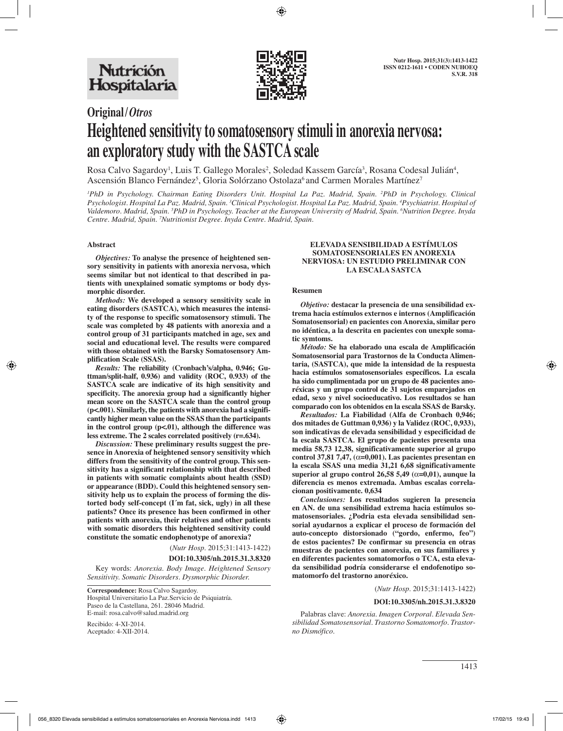# Original/*Otros*

# Heightened sensitivity to somatosensory stimuli in anorexia nervosa: an exploratory study with the SASTCA scale

Rosa Calvo Sagardoy[1], Luis T. Gallego Morales[2], Soledad Kassem García[3], Rosana Codesal Julián[4], Ascensión Blanco Fernández[5], Gloria Solórzano Ostolaza[6] and Carmen Morales Martínez[7]

*[1]PhD in Psychology. Chairman Eating Disorders Unit. Hospital La Paz. Madrid, Spain. [2]PhD in Psychology. Clinical Psychologist. Hospital La Paz. Madrid, Spain. [3]Clinical Psychologist. Hospital La Paz. Madrid, Spain. [4]Psychiatrist. Hospital of Valdemoro. Madrid, Spain. [5]PhD in Psychology. Teacher at the European University of Madrid, Spain. [6]Nutrition Degree. Inyda Centre. Madrid, Spain. [7]Nutritionist Degree. Inyda Centre. Madrid, Spain.*

## Abstract

***Objectives:*** **To analyse the presence of heightened sensory sensitivity in patients with anorexia nervosa, which seems similar but not identical to that described in patients with unexplained somatic symptoms or body dysmorphic disorder.**

***Methods:*** **We developed a sensory sensitivity scale in eating disorders (SASTCA), which measures the intensity of the response to specific somatosensory stimuli. The scale was completed by 48 patients with anorexia and a control group of 31 participants matched in age, sex and social and educational level. The results were compared with those obtained with the Barsky Somatosensory Amplification Scale (SSAS).**

***Results:*** **The reliability (Cronbach's/alpha, 0.946; Guttman/split-half, 0.936) and validity (ROC, 0.933) of the SASTCA scale are indicative of its high sensitivity and specificity. The anorexia group had a significantly higher mean score on the SASTCA scale than the control group (p<.001). Similarly, the patients with anorexia had a significantly higher mean value on the SSAS than the participants in the control group (p<.01), although the difference was less extreme. The 2 scales correlated positively (r=.634).**

***Discussion:*** **These preliminary results suggest the presence in Anorexia of heightened sensory sensitivity which differs from the sensitivity of the control group. This sensitivity has a significant relationship with that described in patients with somatic complaints about health (SSD) or appearance (BDD). Could this heightened sensory sensitivity help us to explain the process of forming the distorted body self-concept (I´m fat, sick, ugly) in all these patients? Once its presence has been confirmed in other patients with anorexia, their relatives and other patients with somatic disorders this heightened sensitivity could constitute the somatic endophenotype of anorexia?**

(*Nutr Hosp*. 2015;31:1413-1422)

**DOI:10.3305/nh.2015.31.3.8320**

Key words: *Anorexia. Body Image. Heightened Sensory Sensitivity. Somatic Disorders. Dysmorphic Disorder.*

**Correspondence:** Rosa Calvo Sagardoy.
Hospital Universitario La Paz.Servicio de Psiquiatría.
Paseo de la Castellana, 261. 28046 Madrid.
E-mail: rosa.calvo@salud.madrid.org

Recibido: 4-XI-2014.
Aceptado: 4-XII-2014.

### ELEVADA SENSIBILIDAD A ESTÍMULOS SOMATOSENSORIALES EN ANOREXIA NERVIOSA: UN ESTUDIO PRELIMINAR CON LA ESCALA SASTCA

## Resumen

***Objetivo:*** **destacar la presencia de una sensibilidad extrema hacia estímulos externos e internos (Amplificación Somatosensorial) en pacientes con Anorexia, similar pero no idéntica, a la descrita en pacientes con unexple somatic symtoms.**

***Método:*** **Se ha elaborado una escala de Amplificación Somatosensorial para Trastornos de la Conducta Alimentaria, (SASTCA), que mide la intensidad de la respuesta hacia estímulos somatosensoriales específicos. La escala ha sido cumplimentada por un grupo de 48 pacientes anoréxicas y un grupo control de 31 sujetos emparejados en edad, sexo y nivel socioeducativo. Los resultados se han comparado con los obtenidos en la escala SSAS de Barsky.**

***Resultados:*** **La Fiabilidad (Alfa de Cronbach 0,946; dos mitades de Guttman 0,936) y la Validez (ROC, 0,933), son indicativas de elevada sensibilidad y especificidad de la escala SASTCA. El grupo de pacientes presenta una media 58,73 12,38, significativamente superior al grupo control 37,81 7,47, (α=0,001). Las pacientes presentan en la escala SSAS una media 31,21 6,68 significativamente superior al grupo control 26,58 5,49 (α=0,01), aunque la diferencia es menos extremada. Ambas escalas correlacionan positivamente. 0,634**

***Conclusiones:*** **Los resultados sugieren la presencia en AN. de una sensibilidad extrema hacia estímulos somatosensoriales. ¿Podria esta elevada sensibilidad sensorial ayudarnos a explicar el proceso de formación del auto-concepto distorsionado ("gordo, enfermo, feo") de estos pacientes? De confirmar su presencia en otras muestras de pacientes con anorexia, en sus familiares y en diferentes pacientes somatomorfos o TCA, esta elevada sensibilidad podría considerarse el endofenotipo somatomorfo del trastorno anoréxico.**

(*Nutr Hosp*. 2015;31:1413-1422)

**DOI:10.3305/nh.2015.31.3.8320**

Palabras clave: *Anorexia. Imagen Corporal. Elevada Sensibilidad Somatosensorial. Trastorno Somatomorfo. Trastorno Dismófico.*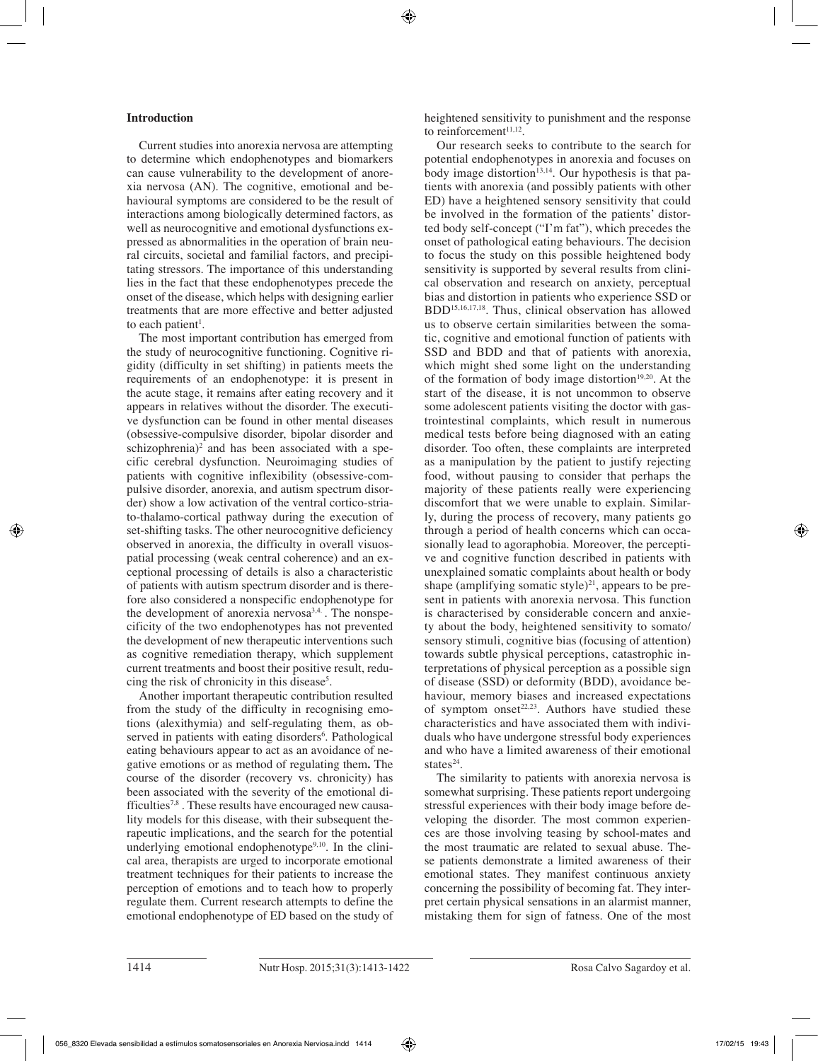## Introduction

Current studies into anorexia nervosa are attempting to determine which endophenotypes and biomarkers can cause vulnerability to the development of anorexia nervosa (AN). The cognitive, emotional and behavioural symptoms are considered to be the result of interactions among biologically determined factors, as well as neurocognitive and emotional dysfunctions expressed as abnormalities in the operation of brain neural circuits, societal and familial factors, and precipitating stressors. The importance of this understanding lies in the fact that these endophenotypes precede the onset of the disease, which helps with designing earlier treatments that are more effective and better adjusted to each patient[1].

The most important contribution has emerged from the study of neurocognitive functioning. Cognitive rigidity (difficulty in set shifting) in patients meets the requirements of an endophenotype: it is present in the acute stage, it remains after eating recovery and it appears in relatives without the disorder. The executive dysfunction can be found in other mental diseases (obsessive-compulsive disorder, bipolar disorder and schizophrenia)[2] and has been associated with a specific cerebral dysfunction. Neuroimaging studies of patients with cognitive inflexibility (obsessive-compulsive disorder, anorexia, and autism spectrum disorder) show a low activation of the ventral cortico-striato-thalamo-cortical pathway during the execution of set-shifting tasks. The other neurocognitive deficiency observed in anorexia, the difficulty in overall visuospatial processing (weak central coherence) and an exceptional processing of details is also a characteristic of patients with autism spectrum disorder and is therefore also considered a nonspecific endophenotype for the development of anorexia nervosa[3,4]. The nonspecificity of the two endophenotypes has not prevented the development of new therapeutic interventions such as cognitive remediation therapy, which supplement current treatments and boost their positive result, reducing the risk of chronicity in this disease[5].

Another important therapeutic contribution resulted from the study of the difficulty in recognising emotions (alexithymia) and self-regulating them, as observed in patients with eating disorders[6]. Pathological eating behaviours appear to act as an avoidance of negative emotions or as method of regulating them**.** The course of the disorder (recovery vs. chronicity) has been associated with the severity of the emotional difficulties[7,8]. These results have encouraged new causality models for this disease, with their subsequent therapeutic implications, and the search for the potential underlying emotional endophenotype[9,10]. In the clinical area, therapists are urged to incorporate emotional treatment techniques for their patients to increase the perception of emotions and to teach how to properly regulate them. Current research attempts to define the emotional endophenotype of ED based on the study of heightened sensitivity to punishment and the response to reinforcement[11,12].

Our research seeks to contribute to the search for potential endophenotypes in anorexia and focuses on body image distortion[13,14]. Our hypothesis is that patients with anorexia (and possibly patients with other ED) have a heightened sensory sensitivity that could be involved in the formation of the patients' distorted body self-concept ("I'm fat"), which precedes the onset of pathological eating behaviours. The decision to focus the study on this possible heightened body sensitivity is supported by several results from clinical observation and research on anxiety, perceptual bias and distortion in patients who experience SSD or BDD[15,16,17,18]. Thus, clinical observation has allowed us to observe certain similarities between the somatic, cognitive and emotional function of patients with SSD and BDD and that of patients with anorexia, which might shed some light on the understanding of the formation of body image distortion[19,20]. At the start of the disease, it is not uncommon to observe some adolescent patients visiting the doctor with gastrointestinal complaints, which result in numerous medical tests before being diagnosed with an eating disorder. Too often, these complaints are interpreted as a manipulation by the patient to justify rejecting food, without pausing to consider that perhaps the majority of these patients really were experiencing discomfort that we were unable to explain. Similarly, during the process of recovery, many patients go through a period of health concerns which can occasionally lead to agoraphobia. Moreover, the perceptive and cognitive function described in patients with unexplained somatic complaints about health or body shape (amplifying somatic style)[21], appears to be present in patients with anorexia nervosa. This function is characterised by considerable concern and anxiety about the body, heightened sensitivity to somato/sensory stimuli, cognitive bias (focusing of attention) towards subtle physical perceptions, catastrophic interpretations of physical perception as a possible sign of disease (SSD) or deformity (BDD), avoidance behaviour, memory biases and increased expectations of symptom onset[22,23]. Authors have studied these characteristics and have associated them with individuals who have undergone stressful body experiences and who have a limited awareness of their emotional states[24].

The similarity to patients with anorexia nervosa is somewhat surprising. These patients report undergoing stressful experiences with their body image before developing the disorder. The most common experiences are those involving teasing by school-mates and the most traumatic are related to sexual abuse. These patients demonstrate a limited awareness of their emotional states. They manifest continuous anxiety concerning the possibility of becoming fat. They interpret certain physical sensations in an alarmist manner, mistaking them for sign of fatness. One of the most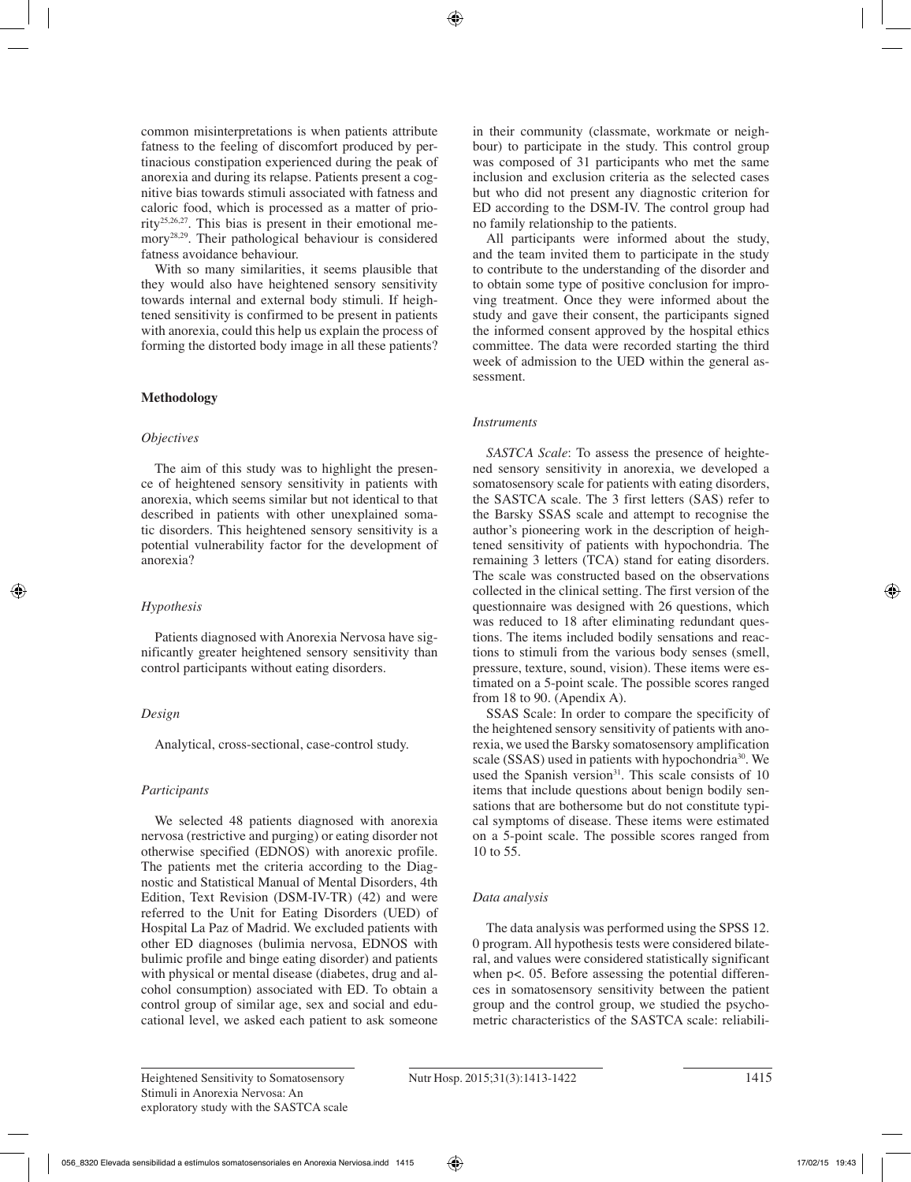common misinterpretations is when patients attribute fatness to the feeling of discomfort produced by pertinacious constipation experienced during the peak of anorexia and during its relapse. Patients present a cognitive bias towards stimuli associated with fatness and caloric food, which is processed as a matter of priority[25,26,27]. This bias is present in their emotional memory[28,29]. Their pathological behaviour is considered fatness avoidance behaviour.

With so many similarities, it seems plausible that they would also have heightened sensory sensitivity towards internal and external body stimuli. If heightened sensitivity is confirmed to be present in patients with anorexia, could this help us explain the process of forming the distorted body image in all these patients?

## Methodology

### *Objectives*

The aim of this study was to highlight the presence of heightened sensory sensitivity in patients with anorexia, which seems similar but not identical to that described in patients with other unexplained somatic disorders. This heightened sensory sensitivity is a potential vulnerability factor for the development of anorexia?

### *Hypothesis*

Patients diagnosed with Anorexia Nervosa have significantly greater heightened sensory sensitivity than control participants without eating disorders.

### *Design*

Analytical, cross-sectional, case-control study.

### *Participants*

We selected 48 patients diagnosed with anorexia nervosa (restrictive and purging) or eating disorder not otherwise specified (EDNOS) with anorexic profile. The patients met the criteria according to the Diagnostic and Statistical Manual of Mental Disorders, 4th Edition, Text Revision (DSM-IV-TR) (42) and were referred to the Unit for Eating Disorders (UED) of Hospital La Paz of Madrid. We excluded patients with other ED diagnoses (bulimia nervosa, EDNOS with bulimic profile and binge eating disorder) and patients with physical or mental disease (diabetes, drug and alcohol consumption) associated with ED. To obtain a control group of similar age, sex and social and educational level, we asked each patient to ask someone in their community (classmate, workmate or neighbour) to participate in the study. This control group was composed of 31 participants who met the same inclusion and exclusion criteria as the selected cases but who did not present any diagnostic criterion for ED according to the DSM-IV. The control group had no family relationship to the patients.

All participants were informed about the study, and the team invited them to participate in the study to contribute to the understanding of the disorder and to obtain some type of positive conclusion for improving treatment. Once they were informed about the study and gave their consent, the participants signed the informed consent approved by the hospital ethics committee. The data were recorded starting the third week of admission to the UED within the general assessment.

### *Instruments*

*SASTCA Scale*: To assess the presence of heightened sensory sensitivity in anorexia, we developed a somatosensory scale for patients with eating disorders, the SASTCA scale. The 3 first letters (SAS) refer to the Barsky SSAS scale and attempt to recognise the author's pioneering work in the description of heightened sensitivity of patients with hypochondria. The remaining 3 letters (TCA) stand for eating disorders. The scale was constructed based on the observations collected in the clinical setting. The first version of the questionnaire was designed with 26 questions, which was reduced to 18 after eliminating redundant questions. The items included bodily sensations and reactions to stimuli from the various body senses (smell, pressure, texture, sound, vision). These items were estimated on a 5-point scale. The possible scores ranged from 18 to 90. (Apendix A).

SSAS Scale: In order to compare the specificity of the heightened sensory sensitivity of patients with anorexia, we used the Barsky somatosensory amplification scale (SSAS) used in patients with hypochondria[30]. We used the Spanish version[31]. This scale consists of 10 items that include questions about benign bodily sensations that are bothersome but do not constitute typical symptoms of disease. These items were estimated on a 5-point scale. The possible scores ranged from 10 to 55.

### *Data analysis*

The data analysis was performed using the SPSS 12. 0 program. All hypothesis tests were considered bilateral, and values were considered statistically significant when p<. 05. Before assessing the potential differences in somatosensory sensitivity between the patient group and the control group, we studied the psychometric characteristics of the SASTCA scale: reliabili-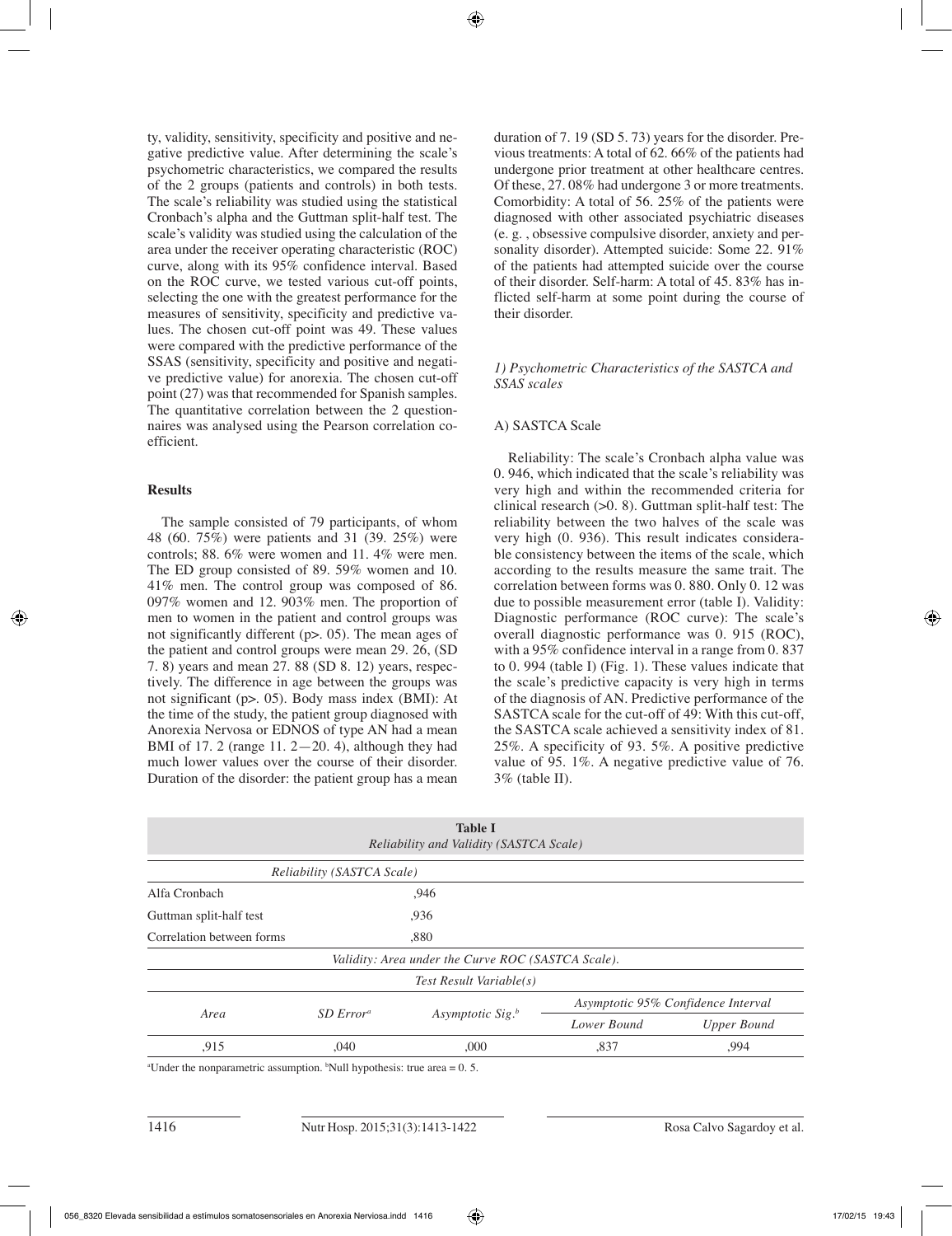ty, validity, sensitivity, specificity and positive and negative predictive value. After determining the scale's psychometric characteristics, we compared the results of the 2 groups (patients and controls) in both tests. The scale's reliability was studied using the statistical Cronbach's alpha and the Guttman split-half test. The scale's validity was studied using the calculation of the area under the receiver operating characteristic (ROC) curve, along with its 95% confidence interval. Based on the ROC curve, we tested various cut-off points, selecting the one with the greatest performance for the measures of sensitivity, specificity and predictive values. The chosen cut-off point was 49. These values were compared with the predictive performance of the SSAS (sensitivity, specificity and positive and negative predictive value) for anorexia. The chosen cut-off point (27) was that recommended for Spanish samples. The quantitative correlation between the 2 questionnaires was analysed using the Pearson correlation coefficient.

## Results

The sample consisted of 79 participants, of whom 48 (60. 75%) were patients and 31 (39. 25%) were controls; 88. 6% were women and 11. 4% were men. The ED group consisted of 89. 59% women and 10. 41% men. The control group was composed of 86. 097% women and 12. 903% men. The proportion of men to women in the patient and control groups was not significantly different (p>. 05). The mean ages of the patient and control groups were mean 29. 26, (SD 7. 8) years and mean 27. 88 (SD 8. 12) years, respectively. The difference in age between the groups was not significant (p>. 05). Body mass index (BMI): At the time of the study, the patient group diagnosed with Anorexia Nervosa or EDNOS of type AN had a mean BMI of 17. 2 (range 11. 2—20. 4), although they had much lower values over the course of their disorder. Duration of the disorder: the patient group has a mean duration of 7. 19 (SD 5. 73) years for the disorder. Previous treatments: A total of 62. 66% of the patients had undergone prior treatment at other healthcare centres. Of these, 27. 08% had undergone 3 or more treatments. Comorbidity: A total of 56. 25% of the patients were diagnosed with other associated psychiatric diseases (e. g. , obsessive compulsive disorder, anxiety and personality disorder). Attempted suicide: Some 22. 91% of the patients had attempted suicide over the course of their disorder. Self-harm: A total of 45. 83% has inflicted self-harm at some point during the course of their disorder.

### *1) Psychometric Characteristics of the SASTCA and SSAS scales*

#### A) SASTCA Scale

Reliability: The scale's Cronbach alpha value was 0. 946, which indicated that the scale's reliability was very high and within the recommended criteria for clinical research (>0. 8). Guttman split-half test: The reliability between the two halves of the scale was very high (0. 936). This result indicates considerable consistency between the items of the scale, which according to the results measure the same trait. The correlation between forms was 0. 880. Only 0. 12 was due to possible measurement error (table I). Validity: Diagnostic performance (ROC curve): The scale's overall diagnostic performance was 0. 915 (ROC), with a 95% confidence interval in a range from 0. 837 to 0. 994 (table I) (Fig. 1). These values indicate that the scale's predictive capacity is very high in terms of the diagnosis of AN. Predictive performance of the SASTCA scale for the cut-off of 49: With this cut-off, the SASTCA scale achieved a sensitivity index of 81. 25%. A specificity of 93. 5%. A positive predictive value of 95. 1%. A negative predictive value of 76. 3% (table II).

**Table I**
*Reliability and Validity (SASTCA Scale)*

| *Reliability (SASTCA Scale)* | | | | |
|---|---|---|---|---|
| Alfa Cronbach | ,946 | | | |
| Guttman split-half test | ,936 | | | |
| Correlation between forms | ,880 | | | |
| *Validity: Area under the Curve ROC (SASTCA Scale).* | | | | |
| *Test Result Variable(s)* | | | | |
| *Area* | *SD Error*[a] | *Asymptotic Sig.*[b] | *Asymptotic 95% Confidence Interval* | |
| | | | *Lower Bound* | *Upper Bound* |
| ,915 | ,040 | ,000 | ,837 | ,994 |

[a]Under the nonparametric assumption. [b]Null hypothesis: true area = 0. 5.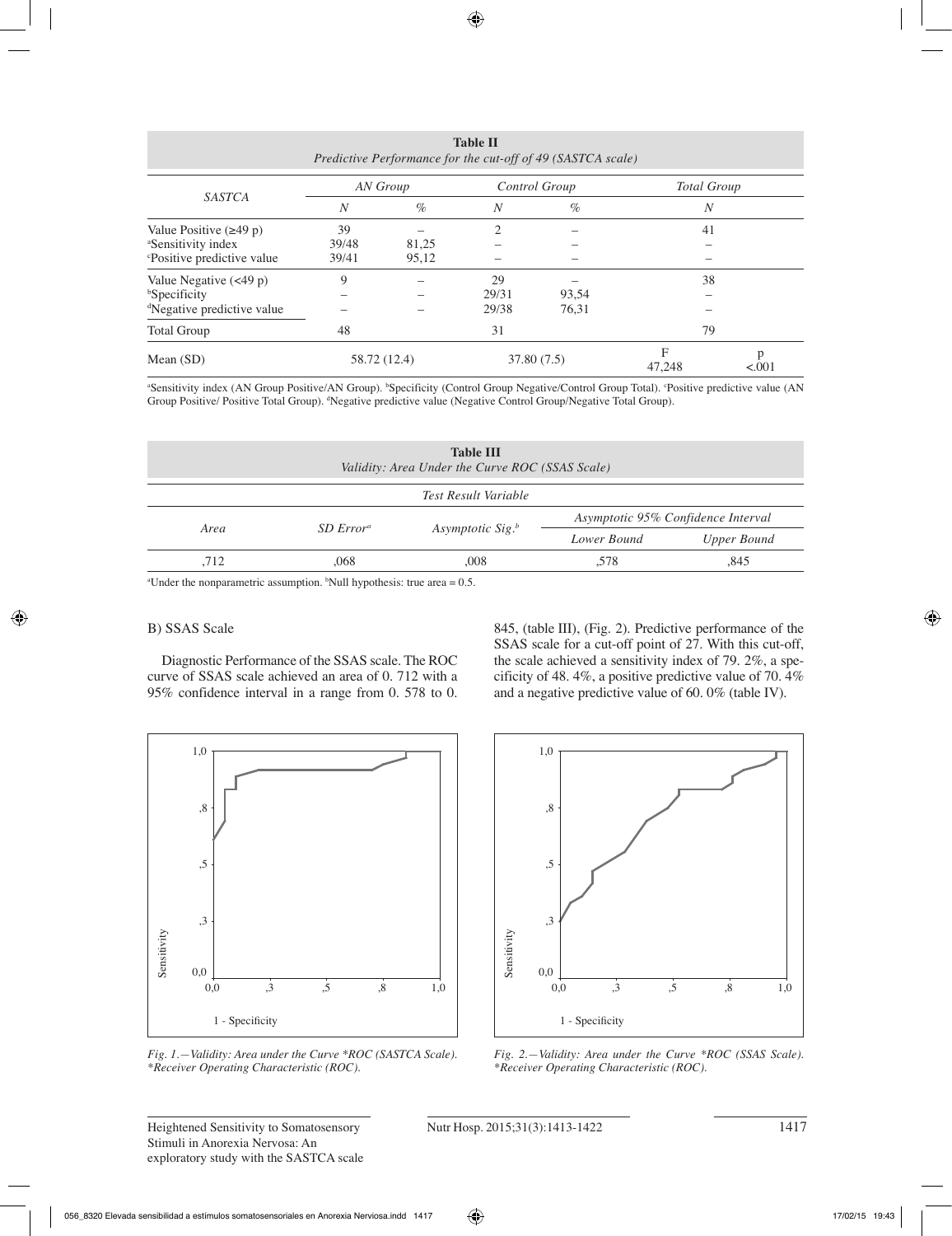**Table II**
*Predictive Performance for the cut-off of 49 (SASTCA scale)*

| SASTCA | AN Group | | Control Group | | Total Group | |
|---|---|---|---|---|---|---|
| | N | % | N | % | N | |
| Value Positive (≥49 p) | 39 | – | 2 | – | 41 | |
| [a]Sensitivity index | 39/48 | 81,25 | – | – | – | |
| [c]Positive predictive value | 39/41 | 95,12 | – | – | – | |
| Value Negative (<49 p) | 9 | – | 29 | – | 38 | |
| [b]Specificity | – | – | 29/31 | 93,54 | – | |
| [d]Negative predictive value | – | – | 29/38 | 76,31 | – | |
| Total Group | 48 | | 31 | | 79 | |
| Mean (SD) | 58.72 (12.4) | | 37.80 (7.5) | | F 47,248 | p <.001 |

[a]Sensitivity index (AN Group Positive/AN Group). [b]Specificity (Control Group Negative/Control Group Total). [c]Positive predictive value (AN Group Positive/ Positive Total Group). [d]Negative predictive value (Negative Control Group/Negative Total Group).

**Table III**
*Validity: Area Under the Curve ROC (SSAS Scale)*

| Test Result Variable | | | | |
|---|---|---|---|---|
| Area | SD Error[a] | Asymptotic Sig.[b] | Asymptotic 95% Confidence Interval | |
| | | | Lower Bound | Upper Bound |
| ,712 | ,068 | ,008 | ,578 | ,845 |

[a]Under the nonparametric assumption. [b]Null hypothesis: true area = 0.5.

B) SSAS Scale

Diagnostic Performance of the SSAS scale. The ROC curve of SSAS scale achieved an area of 0. 712 with a 95% confidence interval in a range from 0. 578 to 0. 845, (table III), (Fig. 2). Predictive performance of the SSAS scale for a cut-off point of 27. With this cut-off, the scale achieved a sensitivity index of 79. 2%, a specificity of 48. 4%, a positive predictive value of 70. 4% and a negative predictive value of 60. 0% (table IV).

*Fig. 1.—Validity: Area under the Curve *ROC (SASTCA Scale). *Receiver Operating Characteristic (ROC).*

*Fig. 2.—Validity: Area under the Curve *ROC (SSAS Scale). *Receiver Operating Characteristic (ROC).*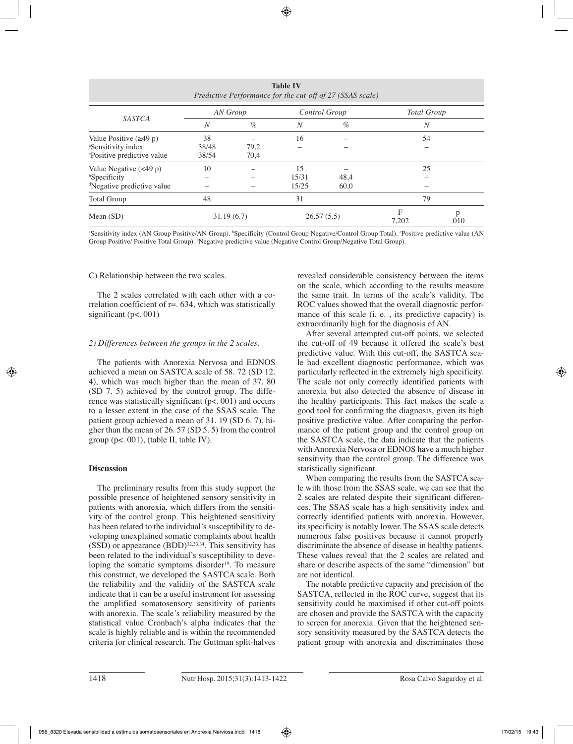**Table IV**
*Predictive Performance for the cut-off of 27 (SSAS scale)*

| SASTCA | AN Group | | Control Group | | Total Group | |
|---|---|---|---|---|---|---|
| | *N* | *%* | *N* | *%* | *N* | |
| Value Positive (≥49 p) | 38 | – | 16 | – | 54 | |
| [a]Sensitivity index | 38/48 | 79,2 | – | – | – | |
| [c]Positive predictive value | 38/54 | 70,4 | – | – | – | |
| Value Negative (<49 p) | 10 | – | 15 | – | 25 | |
| [b]Specificity | – | – | 15/31 | 48,4 | – | |
| [d]Negative predictive value | – | – | 15/25 | 60,0 | – | |
| Total Group | 48 | | 31 | | 79 | |
| Mean (SD) | 31.19 (6.7) | | 26.57 (5.5) | | F 7,202 | p .010 |

[a]Sensitivity index (AN Group Positive/AN Group). [b]Specificity (Control Group Negative/Control Group Total). [c]Positive predictive value (AN Group Positive/ Positive Total Group). [d]Negative predictive value (Negative Control Group/Negative Total Group).

C) Relationship between the two scales.

The 2 scales correlated with each other with a correlation coefficient of r=. 634, which was statistically significant (p<. 001)

*2) Differences between the groups in the 2 scales.*

The patients with Anorexia Nervosa and EDNOS achieved a mean on SASTCA scale of 58. 72 (SD 12. 4), which was much higher than the mean of 37. 80 (SD 7. 5) achieved by the control group. The difference was statistically significant (p<. 001) and occurs to a lesser extent in the case of the SSAS scale. The patient group achieved a mean of 31. 19 (SD 6. 7), higher than the mean of 26. 57 (SD 5. 5) from the control group (p<. 001), (table II, table IV).

## Discussion

The preliminary results from this study support the possible presence of heightened sensory sensitivity in patients with anorexia, which differs from the sensitivity of the control group. This heightened sensitivity has been related to the individual's susceptibility to developing unexplained somatic complaints about health (SSD) or appearance (BDD)[32,33,34]. This sensitivity has been related to the individual's susceptibility to developing the somatic symptoms disorder[19]. To measure this construct, we developed the SASTCA scale. Both the reliability and the validity of the SASTCA scale indicate that it can be a useful instrument for assessing the amplified somatosensory sensitivity of patients with anorexia. The scale's reliability measured by the statistical value Cronbach's alpha indicates that the scale is highly reliable and is within the recommended criteria for clinical research. The Guttman split-halves revealed considerable consistency between the items on the scale, which according to the results measure the same trait. In terms of the scale's validity. The ROC values showed that the overall diagnostic performance of this scale (i. e. , its predictive capacity) is extraordinarily high for the diagnosis of AN.

After several attempted cut-off points, we selected the cut-off of 49 because it offered the scale's best predictive value. With this cut-off, the SASTCA scale had excellent diagnostic performance, which was particularly reflected in the extremely high specificity. The scale not only correctly identified patients with anorexia but also detected the absence of disease in the healthy participants. This fact makes the scale a good tool for confirming the diagnosis, given its high positive predictive value. After comparing the performance of the patient group and the control group on the SASTCA scale, the data indicate that the patients with Anorexia Nervosa or EDNOS have a much higher sensitivity than the control group. The difference was statistically significant.

When comparing the results from the SASTCA scale with those from the SSAS scale, we can see that the 2 scales are related despite their significant differences. The SSAS scale has a high sensitivity index and correctly identified patients with anorexia. However, its specificity is notably lower. The SSAS scale detects numerous false positives because it cannot properly discriminate the absence of disease in healthy patients. These values reveal that the 2 scales are related and share or describe aspects of the same "dimension" but are not identical.

The notable predictive capacity and precision of the SASTCA, reflected in the ROC curve, suggest that its sensitivity could be maximised if other cut-off points are chosen and provide the SASTCA with the capacity to screen for anorexia. Given that the heightened sensory sensitivity measured by the SASTCA detects the patient group with anorexia and discriminates those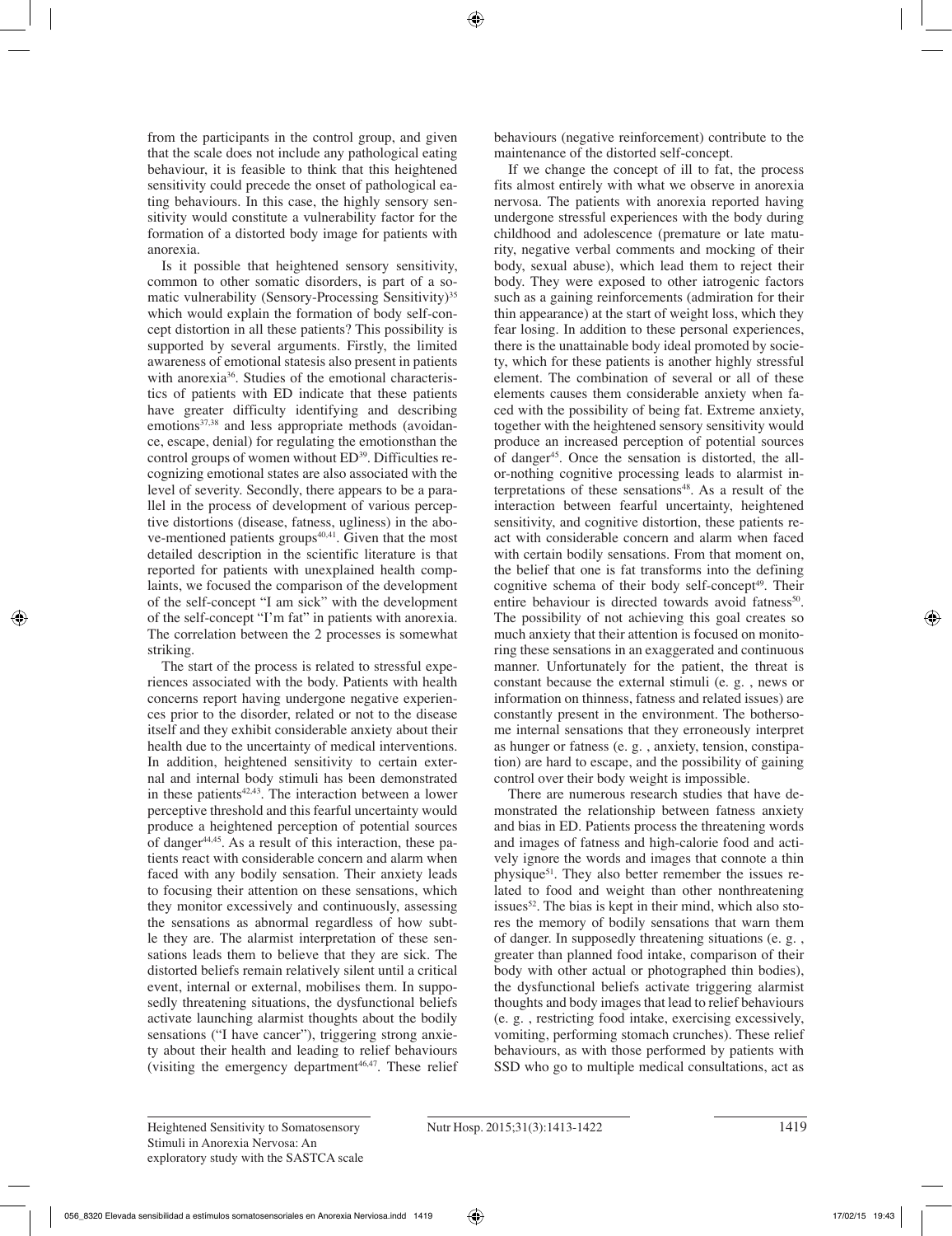from the participants in the control group, and given that the scale does not include any pathological eating behaviour, it is feasible to think that this heightened sensitivity could precede the onset of pathological eating behaviours. In this case, the highly sensory sensitivity would constitute a vulnerability factor for the formation of a distorted body image for patients with anorexia.

Is it possible that heightened sensory sensitivity, common to other somatic disorders, is part of a somatic vulnerability (Sensory-Processing Sensitivity)[35] which would explain the formation of body self-concept distortion in all these patients? This possibility is supported by several arguments. Firstly, the limited awareness of emotional statesis also present in patients with anorexia[36]. Studies of the emotional characteristics of patients with ED indicate that these patients have greater difficulty identifying and describing emotions[37,38] and less appropriate methods (avoidance, escape, denial) for regulating the emotionsthan the control groups of women without ED[39]. Difficulties recognizing emotional states are also associated with the level of severity. Secondly, there appears to be a parallel in the process of development of various perceptive distortions (disease, fatness, ugliness) in the above-mentioned patients groups[40,41]. Given that the most detailed description in the scientific literature is that reported for patients with unexplained health complaints, we focused the comparison of the development of the self-concept "I am sick" with the development of the self-concept "I'm fat" in patients with anorexia. The correlation between the 2 processes is somewhat striking.

The start of the process is related to stressful experiences associated with the body. Patients with health concerns report having undergone negative experiences prior to the disorder, related or not to the disease itself and they exhibit considerable anxiety about their health due to the uncertainty of medical interventions. In addition, heightened sensitivity to certain external and internal body stimuli has been demonstrated in these patients[42,43]. The interaction between a lower perceptive threshold and this fearful uncertainty would produce a heightened perception of potential sources of danger[44,45]. As a result of this interaction, these patients react with considerable concern and alarm when faced with any bodily sensation. Their anxiety leads to focusing their attention on these sensations, which they monitor excessively and continuously, assessing the sensations as abnormal regardless of how subtle they are. The alarmist interpretation of these sensations leads them to believe that they are sick. The distorted beliefs remain relatively silent until a critical event, internal or external, mobilises them. In supposedly threatening situations, the dysfunctional beliefs activate launching alarmist thoughts about the bodily sensations ("I have cancer"), triggering strong anxiety about their health and leading to relief behaviours (visiting the emergency department[46,47]. These relief behaviours (negative reinforcement) contribute to the maintenance of the distorted self-concept.

If we change the concept of ill to fat, the process fits almost entirely with what we observe in anorexia nervosa. The patients with anorexia reported having undergone stressful experiences with the body during childhood and adolescence (premature or late maturity, negative verbal comments and mocking of their body, sexual abuse), which lead them to reject their body. They were exposed to other iatrogenic factors such as a gaining reinforcements (admiration for their thin appearance) at the start of weight loss, which they fear losing. In addition to these personal experiences, there is the unattainable body ideal promoted by society, which for these patients is another highly stressful element. The combination of several or all of these elements causes them considerable anxiety when faced with the possibility of being fat. Extreme anxiety, together with the heightened sensory sensitivity would produce an increased perception of potential sources of danger[45]. Once the sensation is distorted, the all-or-nothing cognitive processing leads to alarmist interpretations of these sensations[48]. As a result of the interaction between fearful uncertainty, heightened sensitivity, and cognitive distortion, these patients react with considerable concern and alarm when faced with certain bodily sensations. From that moment on, the belief that one is fat transforms into the defining cognitive schema of their body self-concept[49]. Their entire behaviour is directed towards avoid fatness[50]. The possibility of not achieving this goal creates so much anxiety that their attention is focused on monitoring these sensations in an exaggerated and continuous manner. Unfortunately for the patient, the threat is constant because the external stimuli (e. g. , news or information on thinness, fatness and related issues) are constantly present in the environment. The bothersome internal sensations that they erroneously interpret as hunger or fatness (e. g. , anxiety, tension, constipation) are hard to escape, and the possibility of gaining control over their body weight is impossible.

There are numerous research studies that have demonstrated the relationship between fatness anxiety and bias in ED. Patients process the threatening words and images of fatness and high-calorie food and actively ignore the words and images that connote a thin physique[51]. They also better remember the issues related to food and weight than other nonthreatening issues[52]. The bias is kept in their mind, which also stores the memory of bodily sensations that warn them of danger. In supposedly threatening situations (e. g. , greater than planned food intake, comparison of their body with other actual or photographed thin bodies), the dysfunctional beliefs activate triggering alarmist thoughts and body images that lead to relief behaviours (e. g. , restricting food intake, exercising excessively, vomiting, performing stomach crunches). These relief behaviours, as with those performed by patients with SSD who go to multiple medical consultations, act as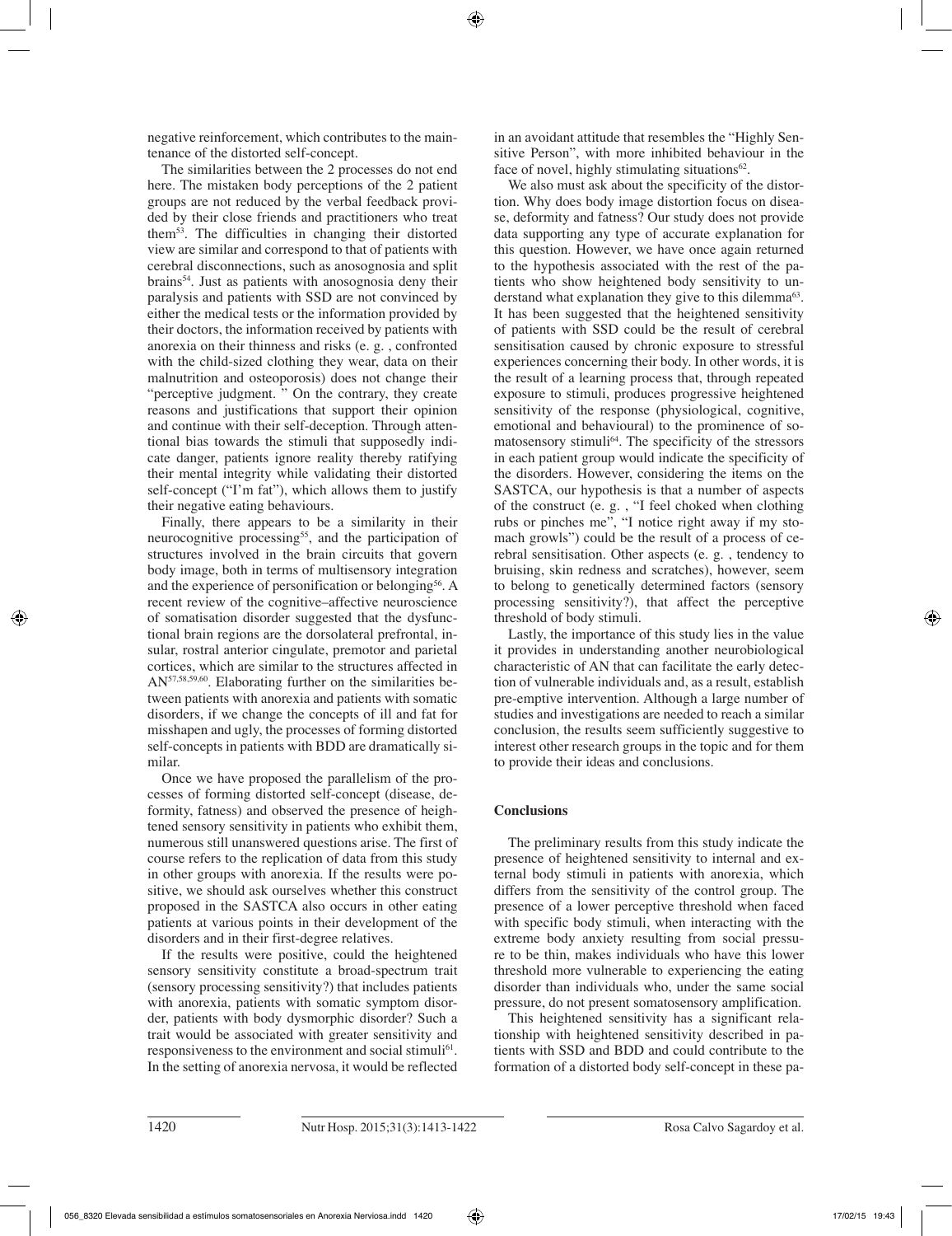negative reinforcement, which contributes to the maintenance of the distorted self-concept.

The similarities between the 2 processes do not end here. The mistaken body perceptions of the 2 patient groups are not reduced by the verbal feedback provided by their close friends and practitioners who treat them[53]. The difficulties in changing their distorted view are similar and correspond to that of patients with cerebral disconnections, such as anosognosia and split brains[54]. Just as patients with anosognosia deny their paralysis and patients with SSD are not convinced by either the medical tests or the information provided by their doctors, the information received by patients with anorexia on their thinness and risks (e. g. , confronted with the child-sized clothing they wear, data on their malnutrition and osteoporosis) does not change their "perceptive judgment. " On the contrary, they create reasons and justifications that support their opinion and continue with their self-deception. Through attentional bias towards the stimuli that supposedly indicate danger, patients ignore reality thereby ratifying their mental integrity while validating their distorted self-concept ("I'm fat"), which allows them to justify their negative eating behaviours.

Finally, there appears to be a similarity in their neurocognitive processing[55], and the participation of structures involved in the brain circuits that govern body image, both in terms of multisensory integration and the experience of personification or belonging[56]. A recent review of the cognitive–affective neuroscience of somatisation disorder suggested that the dysfunctional brain regions are the dorsolateral prefrontal, insular, rostral anterior cingulate, premotor and parietal cortices, which are similar to the structures affected in AN[57,58,59,60]. Elaborating further on the similarities between patients with anorexia and patients with somatic disorders, if we change the concepts of ill and fat for misshapen and ugly, the processes of forming distorted self-concepts in patients with BDD are dramatically similar.

Once we have proposed the parallelism of the processes of forming distorted self-concept (disease, deformity, fatness) and observed the presence of heightened sensory sensitivity in patients who exhibit them, numerous still unanswered questions arise. The first of course refers to the replication of data from this study in other groups with anorexia. If the results were positive, we should ask ourselves whether this construct proposed in the SASTCA also occurs in other eating patients at various points in their development of the disorders and in their first-degree relatives.

If the results were positive, could the heightened sensory sensitivity constitute a broad-spectrum trait (sensory processing sensitivity?) that includes patients with anorexia, patients with somatic symptom disorder, patients with body dysmorphic disorder? Such a trait would be associated with greater sensitivity and responsiveness to the environment and social stimuli[61]. In the setting of anorexia nervosa, it would be reflected in an avoidant attitude that resembles the "Highly Sensitive Person", with more inhibited behaviour in the face of novel, highly stimulating situations[62].

We also must ask about the specificity of the distortion. Why does body image distortion focus on disease, deformity and fatness? Our study does not provide data supporting any type of accurate explanation for this question. However, we have once again returned to the hypothesis associated with the rest of the patients who show heightened body sensitivity to understand what explanation they give to this dilemma[63]. It has been suggested that the heightened sensitivity of patients with SSD could be the result of cerebral sensitisation caused by chronic exposure to stressful experiences concerning their body. In other words, it is the result of a learning process that, through repeated exposure to stimuli, produces progressive heightened sensitivity of the response (physiological, cognitive, emotional and behavioural) to the prominence of somatosensory stimuli[64]. The specificity of the stressors in each patient group would indicate the specificity of the disorders. However, considering the items on the SASTCA, our hypothesis is that a number of aspects of the construct (e. g. , "I feel choked when clothing rubs or pinches me", "I notice right away if my stomach growls") could be the result of a process of cerebral sensitisation. Other aspects (e. g. , tendency to bruising, skin redness and scratches), however, seem to belong to genetically determined factors (sensory processing sensitivity?), that affect the perceptive threshold of body stimuli.

Lastly, the importance of this study lies in the value it provides in understanding another neurobiological characteristic of AN that can facilitate the early detection of vulnerable individuals and, as a result, establish pre-emptive intervention. Although a large number of studies and investigations are needed to reach a similar conclusion, the results seem sufficiently suggestive to interest other research groups in the topic and for them to provide their ideas and conclusions.

## Conclusions

The preliminary results from this study indicate the presence of heightened sensitivity to internal and external body stimuli in patients with anorexia, which differs from the sensitivity of the control group. The presence of a lower perceptive threshold when faced with specific body stimuli, when interacting with the extreme body anxiety resulting from social pressure to be thin, makes individuals who have this lower threshold more vulnerable to experiencing the eating disorder than individuals who, under the same social pressure, do not present somatosensory amplification.

This heightened sensitivity has a significant relationship with heightened sensitivity described in patients with SSD and BDD and could contribute to the formation of a distorted body self-concept in these pa-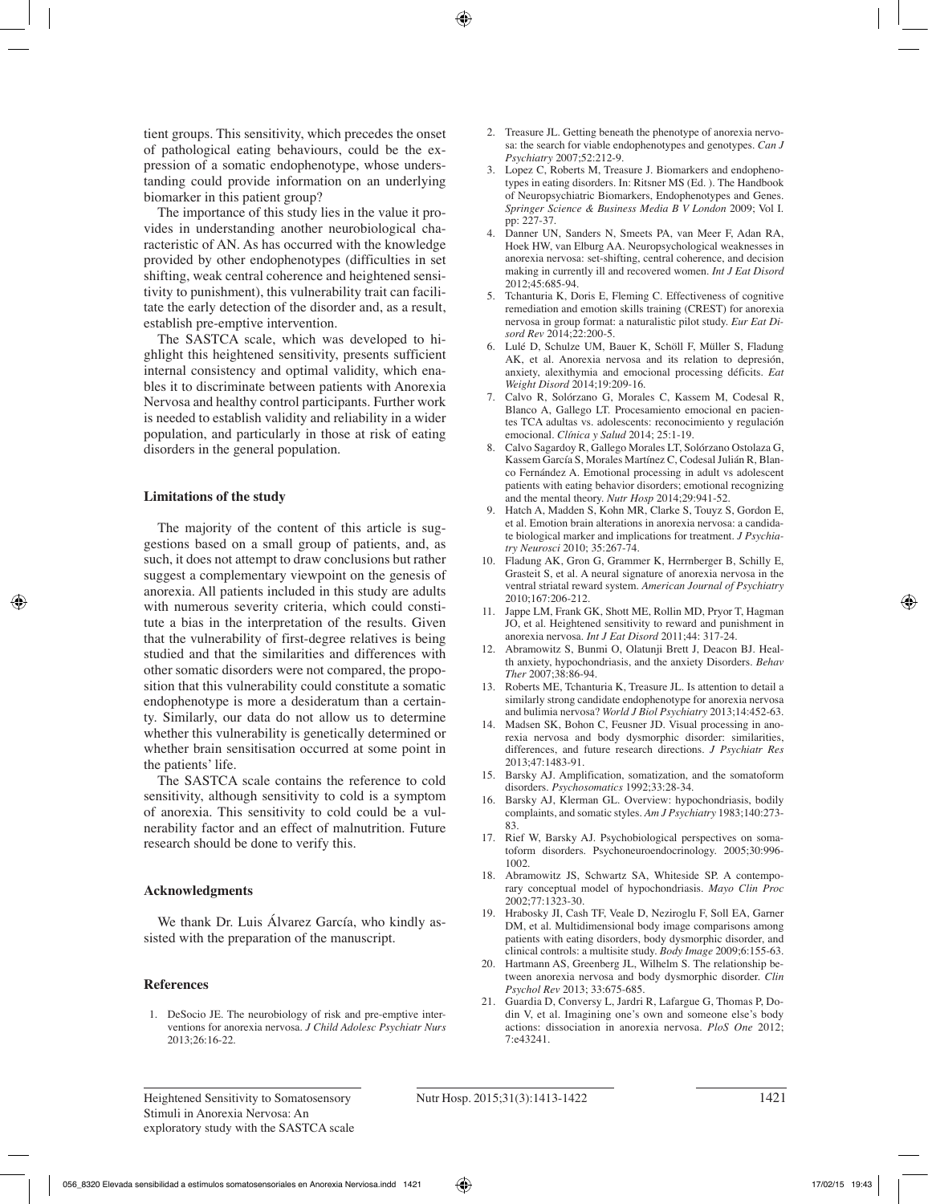tient groups. This sensitivity, which precedes the onset of pathological eating behaviours, could be the expression of a somatic endophenotype, whose understanding could provide information on an underlying biomarker in this patient group?

The importance of this study lies in the value it provides in understanding another neurobiological characteristic of AN. As has occurred with the knowledge provided by other endophenotypes (difficulties in set shifting, weak central coherence and heightened sensitivity to punishment), this vulnerability trait can facilitate the early detection of the disorder and, as a result, establish pre-emptive intervention.

The SASTCA scale, which was developed to highlight this heightened sensitivity, presents sufficient internal consistency and optimal validity, which enables it to discriminate between patients with Anorexia Nervosa and healthy control participants. Further work is needed to establish validity and reliability in a wider population, and particularly in those at risk of eating disorders in the general population.

### Limitations of the study

The majority of the content of this article is suggestions based on a small group of patients, and, as such, it does not attempt to draw conclusions but rather suggest a complementary viewpoint on the genesis of anorexia. All patients included in this study are adults with numerous severity criteria, which could constitute a bias in the interpretation of the results. Given that the vulnerability of first-degree relatives is being studied and that the similarities and differences with other somatic disorders were not compared, the proposition that this vulnerability could constitute a somatic endophenotype is more a desideratum than a certainty. Similarly, our data do not allow us to determine whether this vulnerability is genetically determined or whether brain sensitisation occurred at some point in the patients' life.

The SASTCA scale contains the reference to cold sensitivity, although sensitivity to cold is a symptom of anorexia. This sensitivity to cold could be a vulnerability factor and an effect of malnutrition. Future research should be done to verify this.

### Acknowledgments

We thank Dr. Luis Álvarez García, who kindly assisted with the preparation of the manuscript.

### References

1. DeSocio JE. The neurobiology of risk and pre-emptive interventions for anorexia nervosa. *J Child Adolesc Psychiatr Nurs* 2013;26:16-22.
2. Treasure JL. Getting beneath the phenotype of anorexia nervosa: the search for viable endophenotypes and genotypes. *Can J Psychiatry* 2007;52:212-9.
3. Lopez C, Roberts M, Treasure J. Biomarkers and endophenotypes in eating disorders. In: Ritsner MS (Ed. ). The Handbook of Neuropsychiatric Biomarkers, Endophenotypes and Genes. *Springer Science & Business Media B V London* 2009; Vol I. pp: 227-37.
4. Danner UN, Sanders N, Smeets PA, van Meer F, Adan RA, Hoek HW, van Elburg AA. Neuropsychological weaknesses in anorexia nervosa: set-shifting, central coherence, and decision making in currently ill and recovered women. *Int J Eat Disord* 2012;45:685-94.
5. Tchanturia K, Doris E, Fleming C. Effectiveness of cognitive remediation and emotion skills training (CREST) for anorexia nervosa in group format: a naturalistic pilot study. *Eur Eat Disord Rev* 2014;22:200-5.
6. Lulé D, Schulze UM, Bauer K, Schöll F, Müller S, Fladung AK, et al. Anorexia nervosa and its relation to depresión, anxiety, alexithymia and emocional processing déficits. *Eat Weight Disord* 2014;19:209-16.
7. Calvo R, Solórzano G, Morales C, Kassem M, Codesal R, Blanco A, Gallego LT. Procesamiento emocional en pacientes TCA adultas vs. adolescents: reconocimiento y regulación emocional. *Clínica y Salud* 2014; 25:1-19.
8. Calvo Sagardoy R, Gallego Morales LT, Solórzano Ostolaza G, Kassem García S, Morales Martínez C, Codesal Julián R, Blanco Fernández A. Emotional processing in adult vs adolescent patients with eating behavior disorders; emotional recognizing and the mental theory. *Nutr Hosp* 2014;29:941-52.
9. Hatch A, Madden S, Kohn MR, Clarke S, Touyz S, Gordon E, et al. Emotion brain alterations in anorexia nervosa: a candidate biological marker and implications for treatment. *J Psychiatry Neurosci* 2010; 35:267-74.
10. Fladung AK, Gron G, Grammer K, Herrnberger B, Schilly E, Grasteit S, et al. A neural signature of anorexia nervosa in the ventral striatal reward system. *American Journal of Psychiatry* 2010;167:206-212.
11. Jappe LM, Frank GK, Shott ME, Rollin MD, Pryor T, Hagman JO, et al. Heightened sensitivity to reward and punishment in anorexia nervosa. *Int J Eat Disord* 2011;44: 317-24.
12. Abramowitz S, Bunmi O, Olatunji Brett J, Deacon BJ. Health anxiety, hypochondriasis, and the anxiety Disorders. *Behav Ther* 2007;38:86-94.
13. Roberts ME, Tchanturia K, Treasure JL. Is attention to detail a similarly strong candidate endophenotype for anorexia nervosa and bulimia nervosa? *World J Biol Psychiatry* 2013;14:452-63.
14. Madsen SK, Bohon C, Feusner JD. Visual processing in anorexia nervosa and body dysmorphic disorder: similarities, differences, and future research directions. *J Psychiatr Res* 2013;47:1483-91.
15. Barsky AJ. Amplification, somatization, and the somatoform disorders. *Psychosomatics* 1992;33:28-34.
16. Barsky AJ, Klerman GL. Overview: hypochondriasis, bodily complaints, and somatic styles. *Am J Psychiatry* 1983;140:273-83.
17. Rief W, Barsky AJ. Psychobiological perspectives on somatoform disorders. Psychoneuroendocrinology. 2005;30:996-1002.
18. Abramowitz JS, Schwartz SA, Whiteside SP. A contemporary conceptual model of hypochondriasis. *Mayo Clin Proc* 2002;77:1323-30.
19. Hrabosky JI, Cash TF, Veale D, Neziroglu F, Soll EA, Garner DM, et al. Multidimensional body image comparisons among patients with eating disorders, body dysmorphic disorder, and clinical controls: a multisite study. *Body Image* 2009;6:155-63.
20. Hartmann AS, Greenberg JL, Wilhelm S. The relationship between anorexia nervosa and body dysmorphic disorder. *Clin Psychol Rev* 2013; 33:675-685.
21. Guardia D, Conversy L, Jardri R, Lafargue G, Thomas P, Dodin V, et al. Imagining one's own and someone else's body actions: dissociation in anorexia nervosa. *PloS One* 2012; 7:e43241.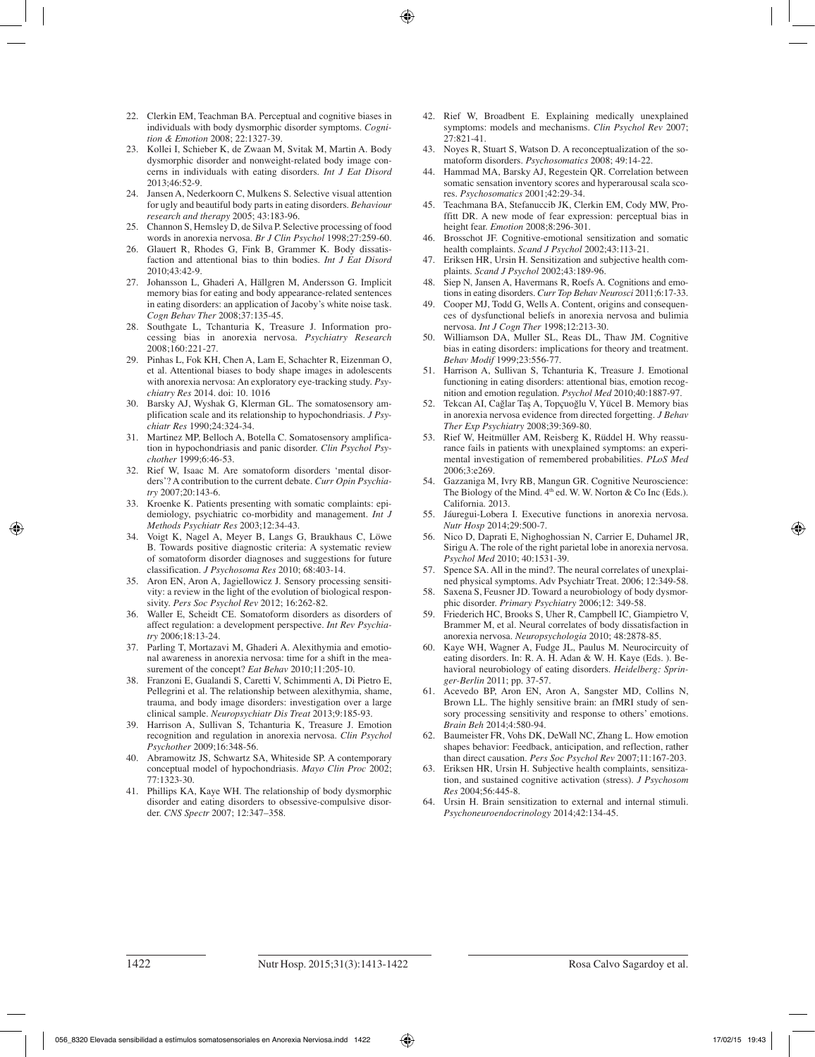22. Clerkin EM, Teachman BA. Perceptual and cognitive biases in individuals with body dysmorphic disorder symptoms. *Cognition & Emotion* 2008; 22:1327-39.
23. Kollei I, Schieber K, de Zwaan M, Svitak M, Martin A. Body dysmorphic disorder and nonweight-related body image concerns in individuals with eating disorders. *Int J Eat Disord* 2013;46:52-9.
24. Jansen A, Nederkoorn C, Mulkens S. Selective visual attention for ugly and beautiful body parts in eating disorders. *Behaviour research and therapy* 2005; 43:183-96.
25. Channon S, Hemsley D, de Silva P. Selective processing of food words in anorexia nervosa. *Br J Clin Psychol* 1998;27:259-60.
26. Glauert R, Rhodes G, Fink B, Grammer K. Body dissatisfaction and attentional bias to thin bodies. *Int J Eat Disord* 2010;43:42-9.
27. Johansson L, Ghaderi A, Hällgren M, Andersson G. Implicit memory bias for eating and body appearance-related sentences in eating disorders: an application of Jacoby's white noise task. *Cogn Behav Ther* 2008;37:135-45.
28. Southgate L, Tchanturia K, Treasure J. Information processing bias in anorexia nervosa. *Psychiatry Research* 2008;160:221-27.
29. Pinhas L, Fok KH, Chen A, Lam E, Schachter R, Eizenman O, et al. Attentional biases to body shape images in adolescents with anorexia nervosa: An exploratory eye-tracking study. *Psychiatry Res* 2014. doi: 10. 1016
30. Barsky AJ, Wyshak G, Klerman GL. The somatosensory amplification scale and its relationship to hypochondriasis. *J Psychiatr Res* 1990;24:324-34.
31. Martinez MP, Belloch A, Botella C. Somatosensory amplification in hypochondriasis and panic disorder. *Clin Psychol Psychother* 1999;6:46-53.
32. Rief W, Isaac M. Are somatoform disorders 'mental disorders'? A contribution to the current debate. *Curr Opin Psychiatry* 2007;20:143-6.
33. Kroenke K. Patients presenting with somatic complaints: epidemiology, psychiatric co-morbidity and management. *Int J Methods Psychiatr Res* 2003;12:34-43.
34. Voigt K, Nagel A, Meyer B, Langs G, Braukhaus C, Löwe B. Towards positive diagnostic criteria: A systematic review of somatoform disorder diagnoses and suggestions for future classification. *J Psychosoma Res* 2010; 68:403-14.
35. Aron EN, Aron A, Jagiellowicz J. Sensory processing sensitivity: a review in the light of the evolution of biological responsivity. *Pers Soc Psychol Rev* 2012; 16:262-82.
36. Waller E, Scheidt CE. Somatoform disorders as disorders of affect regulation: a development perspective. *Int Rev Psychiatry* 2006;18:13-24.
37. Parling T, Mortazavi M, Ghaderi A. Alexithymia and emotional awareness in anorexia nervosa: time for a shift in the measurement of the concept? *Eat Behav* 2010;11:205-10.
38. Franzoni E, Gualandi S, Caretti V, Schimmenti A, Di Pietro E, Pellegrini et al. The relationship between alexithymia, shame, trauma, and body image disorders: investigation over a large clinical sample. *Neuropsychiatr Dis Treat* 2013;9:185-93.
39. Harrison A, Sullivan S, Tchanturia K, Treasure J. Emotion recognition and regulation in anorexia nervosa. *Clin Psychol Psychother* 2009;16:348-56.
40. Abramowitz JS, Schwartz SA, Whiteside SP. A contemporary conceptual model of hypochondriasis. *Mayo Clin Proc* 2002; 77:1323-30.
41. Phillips KA, Kaye WH. The relationship of body dysmorphic disorder and eating disorders to obsessive-compulsive disorder. *CNS Spectr* 2007; 12:347–358.
42. Rief W, Broadbent E. Explaining medically unexplained symptoms: models and mechanisms. *Clin Psychol Rev* 2007; 27:821-41.
43. Noyes R, Stuart S, Watson D. A reconceptualization of the somatoform disorders. *Psychosomatics* 2008; 49:14-22.
44. Hammad MA, Barsky AJ, Regestein QR. Correlation between somatic sensation inventory scores and hyperarousal scala scores. *Psychosomatics* 2001;42:29-34.
45. Teachmana BA, Stefanuccib JK, Clerkin EM, Cody MW, Proffitt DR. A new mode of fear expression: perceptual bias in height fear. *Emotion* 2008;8:296-301.
46. Brosschot JF. Cognitive-emotional sensitization and somatic health complaints. *Scand J Psychol* 2002;43:113-21.
47. Eriksen HR, Ursin H. Sensitization and subjective health complaints. *Scand J Psychol* 2002;43:189-96.
48. Siep N, Jansen A, Havermans R, Roefs A. Cognitions and emotions in eating disorders. *Curr Top Behav Neurosci* 2011;6:17-33.
49. Cooper MJ, Todd G, Wells A. Content, origins and consequences of dysfunctional beliefs in anorexia nervosa and bulimia nervosa. *Int J Cogn Ther* 1998;12:213-30.
50. Williamson DA, Muller SL, Reas DL, Thaw JM. Cognitive bias in eating disorders: implications for theory and treatment. *Behav Modif* 1999;23:556-77.
51. Harrison A, Sullivan S, Tchanturia K, Treasure J. Emotional functioning in eating disorders: attentional bias, emotion recognition and emotion regulation. *Psychol Med* 2010;40:1887-97.
52. Tekcan AI, Cağlar Taş A, Topçuoğlu V, Yücel B. Memory bias in anorexia nervosa evidence from directed forgetting. *J Behav Ther Exp Psychiatry* 2008;39:369-80.
53. Rief W, Heitmüller AM, Reisberg K, Rüddel H. Why reassurance fails in patients with unexplained symptoms: an experimental investigation of remembered probabilities. *PLoS Med* 2006;3:e269.
54. Gazzaniga M, Ivry RB, Mangun GR. Cognitive Neuroscience: The Biology of the Mind. 4th ed. W. W. Norton & Co Inc (Eds.). California. 2013.
55. Jáuregui-Lobera I. Executive functions in anorexia nervosa. *Nutr Hosp* 2014;29:500-7.
56. Nico D, Daprati E, Nighoghossian N, Carrier E, Duhamel JR, Sirigu A. The role of the right parietal lobe in anorexia nervosa. *Psychol Med* 2010; 40:1531-39.
57. Spence SA. All in the mind?. The neural correlates of unexplained physical symptoms. Adv Psychiatr Treat. 2006; 12:349-58.
58. Saxena S, Feusner JD. Toward a neurobiology of body dysmorphic disorder. *Primary Psychiatry* 2006;12: 349-58.
59. Friederich HC, Brooks S, Uher R, Campbell IC, Giampietro V, Brammer M, et al. Neural correlates of body dissatisfaction in anorexia nervosa. *Neuropsychologia* 2010; 48:2878-85.
60. Kaye WH, Wagner A, Fudge JL, Paulus M. Neurocircuity of eating disorders. In: R. A. H. Adan & W. H. Kaye (Eds. ). Behavioral neurobiology of eating disorders. *Heidelberg: Springer-Berlin* 2011; pp. 37-57.
61. Acevedo BP, Aron EN, Aron A, Sangster MD, Collins N, Brown LL. The highly sensitive brain: an fMRI study of sensory processing sensitivity and response to others' emotions. *Brain Beh* 2014;4:580-94.
62. Baumeister FR, Vohs DK, DeWall NC, Zhang L. How emotion shapes behavior: Feedback, anticipation, and reflection, rather than direct causation. *Pers Soc Psychol Rev* 2007;11:167-203.
63. Eriksen HR, Ursin H. Subjective health complaints, sensitization, and sustained cognitive activation (stress). *J Psychosom Res* 2004;56:445-8.
64. Ursin H. Brain sensitization to external and internal stimuli. *Psychoneuroendocrinology* 2014;42:134-45.